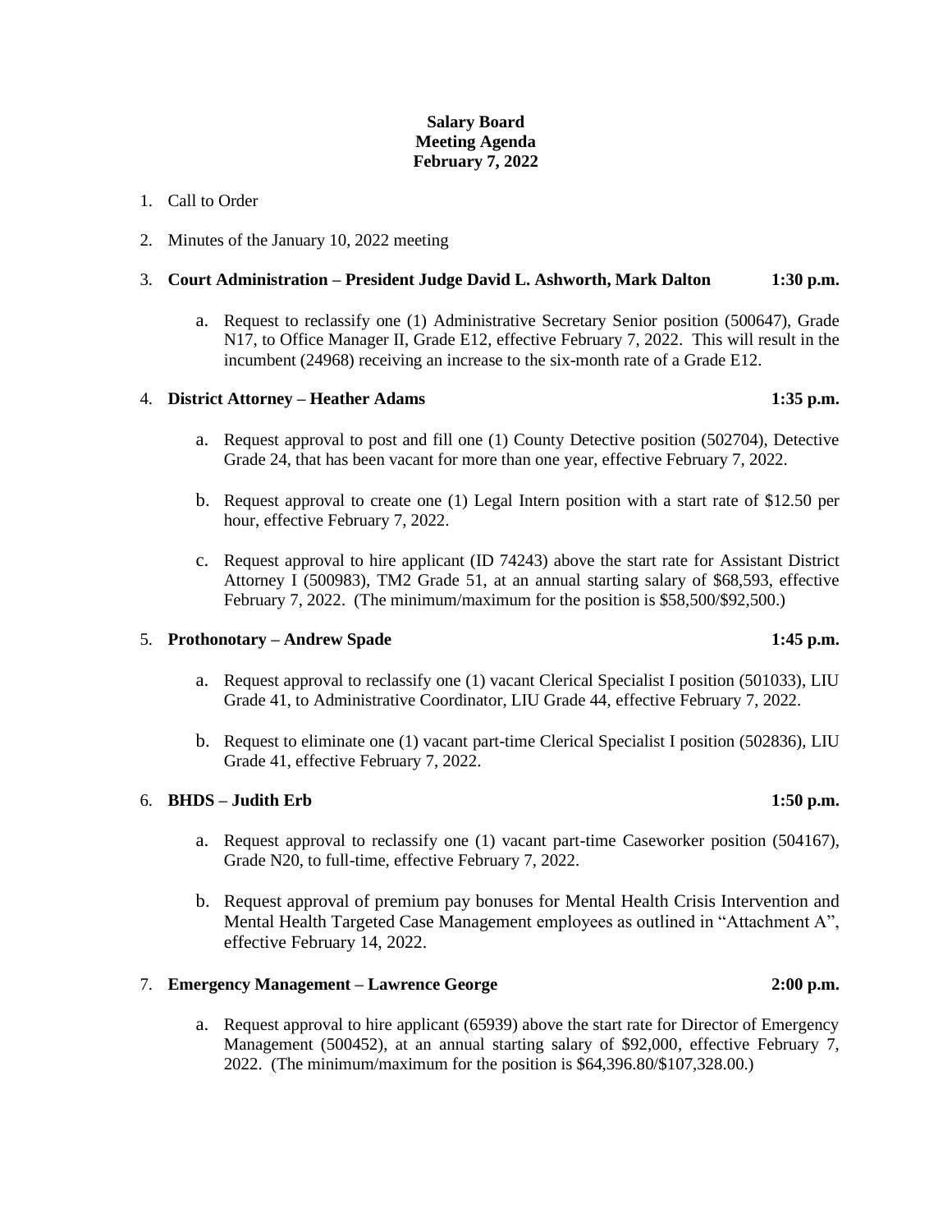**Salary Board**
**Meeting Agenda**
**February 7, 2022**

1. Call to Order

2. Minutes of the January 10, 2022 meeting

3. **Court Administration – President Judge David L. Ashworth, Mark Dalton** **1:30 p.m.**

   a. Request to reclassify one (1) Administrative Secretary Senior position (500647), Grade N17, to Office Manager II, Grade E12, effective February 7, 2022. This will result in the incumbent (24968) receiving an increase to the six-month rate of a Grade E12.

4. **District Attorney – Heather Adams** **1:35 p.m.**

   a. Request approval to post and fill one (1) County Detective position (502704), Detective Grade 24, that has been vacant for more than one year, effective February 7, 2022.

   b. Request approval to create one (1) Legal Intern position with a start rate of $12.50 per hour, effective February 7, 2022.

   c. Request approval to hire applicant (ID 74243) above the start rate for Assistant District Attorney I (500983), TM2 Grade 51, at an annual starting salary of $68,593, effective February 7, 2022. (The minimum/maximum for the position is $58,500/$92,500.)

5. **Prothonotary – Andrew Spade** **1:45 p.m.**

   a. Request approval to reclassify one (1) vacant Clerical Specialist I position (501033), LIU Grade 41, to Administrative Coordinator, LIU Grade 44, effective February 7, 2022.

   b. Request to eliminate one (1) vacant part-time Clerical Specialist I position (502836), LIU Grade 41, effective February 7, 2022.

6. **BHDS – Judith Erb** **1:50 p.m.**

   a. Request approval to reclassify one (1) vacant part-time Caseworker position (504167), Grade N20, to full-time, effective February 7, 2022.

   b. Request approval of premium pay bonuses for Mental Health Crisis Intervention and Mental Health Targeted Case Management employees as outlined in "Attachment A", effective February 14, 2022.

7. **Emergency Management – Lawrence George** **2:00 p.m.**

   a. Request approval to hire applicant (65939) above the start rate for Director of Emergency Management (500452), at an annual starting salary of $92,000, effective February 7, 2022. (The minimum/maximum for the position is $64,396.80/$107,328.00.)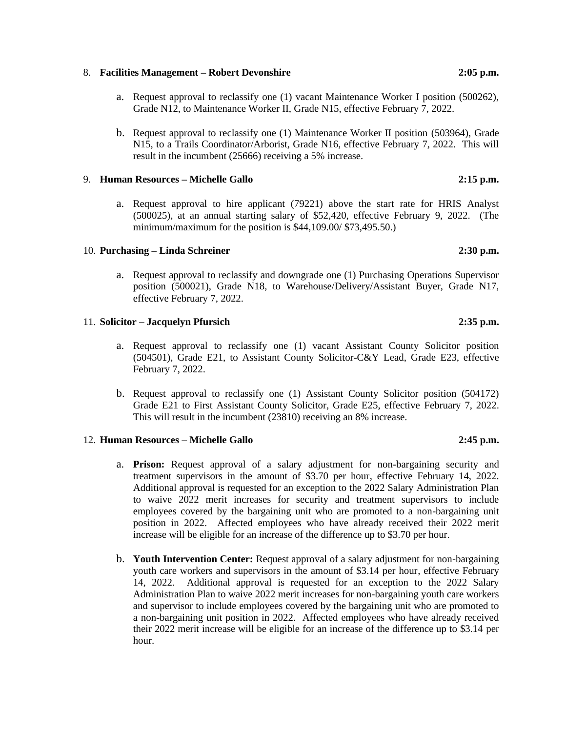8. **Facilities Management – Robert Devonshire** **2:05 p.m.**

   a. Request approval to reclassify one (1) vacant Maintenance Worker I position (500262), Grade N12, to Maintenance Worker II, Grade N15, effective February 7, 2022.

   b. Request approval to reclassify one (1) Maintenance Worker II position (503964), Grade N15, to a Trails Coordinator/Arborist, Grade N16, effective February 7, 2022. This will result in the incumbent (25666) receiving a 5% increase.

9. **Human Resources – Michelle Gallo** **2:15 p.m.**

   a. Request approval to hire applicant (79221) above the start rate for HRIS Analyst (500025), at an annual starting salary of $52,420, effective February 9, 2022. (The minimum/maximum for the position is $44,109.00/ $73,495.50.)

10. **Purchasing – Linda Schreiner** **2:30 p.m.**

    a. Request approval to reclassify and downgrade one (1) Purchasing Operations Supervisor position (500021), Grade N18, to Warehouse/Delivery/Assistant Buyer, Grade N17, effective February 7, 2022.

11. **Solicitor – Jacquelyn Pfursich** **2:35 p.m.**

    a. Request approval to reclassify one (1) vacant Assistant County Solicitor position (504501), Grade E21, to Assistant County Solicitor-C&Y Lead, Grade E23, effective February 7, 2022.

    b. Request approval to reclassify one (1) Assistant County Solicitor position (504172) Grade E21 to First Assistant County Solicitor, Grade E25, effective February 7, 2022. This will result in the incumbent (23810) receiving an 8% increase.

12. **Human Resources – Michelle Gallo** **2:45 p.m.**

    a. **Prison:** Request approval of a salary adjustment for non-bargaining security and treatment supervisors in the amount of $3.70 per hour, effective February 14, 2022. Additional approval is requested for an exception to the 2022 Salary Administration Plan to waive 2022 merit increases for security and treatment supervisors to include employees covered by the bargaining unit who are promoted to a non-bargaining unit position in 2022. Affected employees who have already received their 2022 merit increase will be eligible for an increase of the difference up to $3.70 per hour.

    b. **Youth Intervention Center:** Request approval of a salary adjustment for non-bargaining youth care workers and supervisors in the amount of $3.14 per hour, effective February 14, 2022. Additional approval is requested for an exception to the 2022 Salary Administration Plan to waive 2022 merit increases for non-bargaining youth care workers and supervisor to include employees covered by the bargaining unit who are promoted to a non-bargaining unit position in 2022. Affected employees who have already received their 2022 merit increase will be eligible for an increase of the difference up to $3.14 per hour.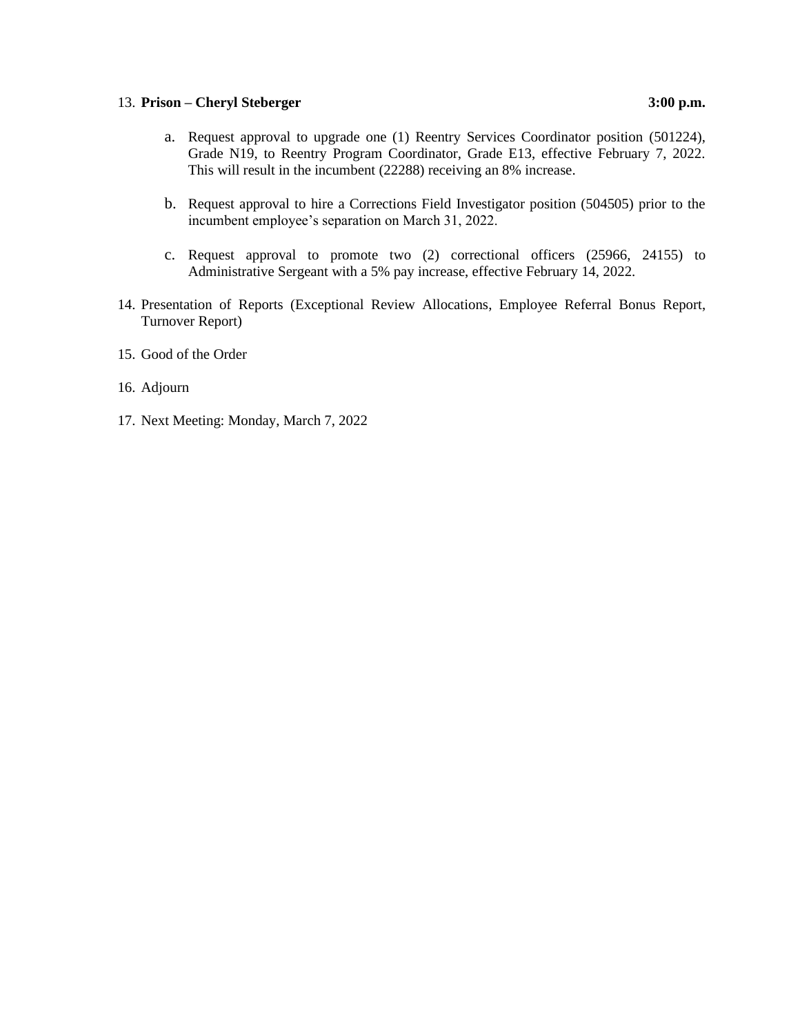13. **Prison – Cheryl Steberger** **3:00 p.m.**

    a. Request approval to upgrade one (1) Reentry Services Coordinator position (501224), Grade N19, to Reentry Program Coordinator, Grade E13, effective February 7, 2022. This will result in the incumbent (22288) receiving an 8% increase.

    b. Request approval to hire a Corrections Field Investigator position (504505) prior to the incumbent employee's separation on March 31, 2022.

    c. Request approval to promote two (2) correctional officers (25966, 24155) to Administrative Sergeant with a 5% pay increase, effective February 14, 2022.

14. Presentation of Reports (Exceptional Review Allocations, Employee Referral Bonus Report, Turnover Report)

15. Good of the Order

16. Adjourn

17. Next Meeting: Monday, March 7, 2022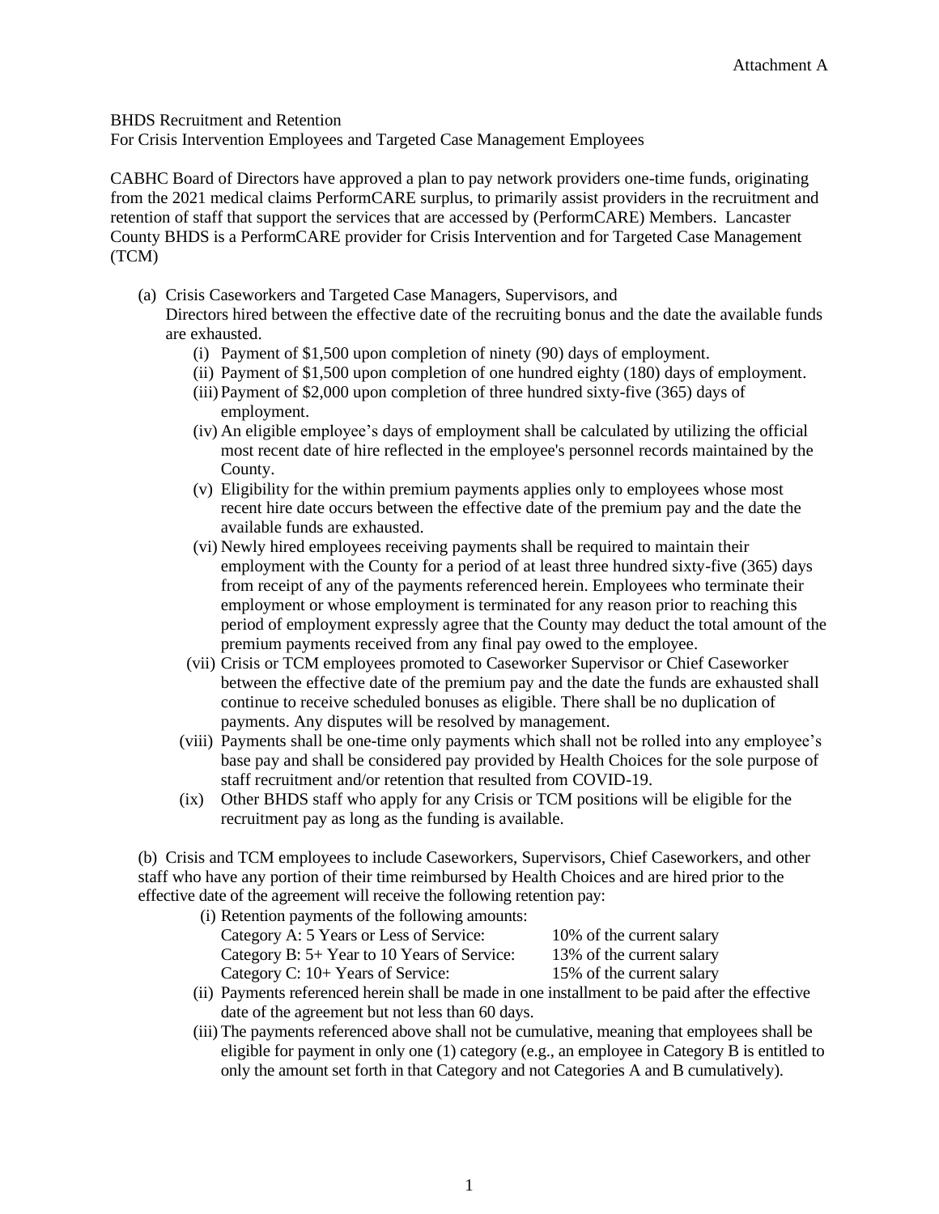Attachment A

BHDS Recruitment and Retention
For Crisis Intervention Employees and Targeted Case Management Employees

CABHC Board of Directors have approved a plan to pay network providers one-time funds, originating from the 2021 medical claims PerformCARE surplus, to primarily assist providers in the recruitment and retention of staff that support the services that are accessed by (PerformCARE) Members. Lancaster County BHDS is a PerformCARE provider for Crisis Intervention and for Targeted Case Management (TCM)

(a) Crisis Caseworkers and Targeted Case Managers, Supervisors, and Directors hired between the effective date of the recruiting bonus and the date the available funds are exhausted.

  (i) Payment of $1,500 upon completion of ninety (90) days of employment.
  
  (ii) Payment of $1,500 upon completion of one hundred eighty (180) days of employment.
  
  (iii) Payment of $2,000 upon completion of three hundred sixty-five (365) days of employment.
  
  (iv) An eligible employee's days of employment shall be calculated by utilizing the official most recent date of hire reflected in the employee's personnel records maintained by the County.
  
  (v) Eligibility for the within premium payments applies only to employees whose most recent hire date occurs between the effective date of the premium pay and the date the available funds are exhausted.
  
  (vi) Newly hired employees receiving payments shall be required to maintain their employment with the County for a period of at least three hundred sixty-five (365) days from receipt of any of the payments referenced herein. Employees who terminate their employment or whose employment is terminated for any reason prior to reaching this period of employment expressly agree that the County may deduct the total amount of the premium payments received from any final pay owed to the employee.
  
  (vii) Crisis or TCM employees promoted to Caseworker Supervisor or Chief Caseworker between the effective date of the premium pay and the date the funds are exhausted shall continue to receive scheduled bonuses as eligible. There shall be no duplication of payments. Any disputes will be resolved by management.
  
  (viii) Payments shall be one-time only payments which shall not be rolled into any employee's base pay and shall be considered pay provided by Health Choices for the sole purpose of staff recruitment and/or retention that resulted from COVID-19.
  
  (ix) Other BHDS staff who apply for any Crisis or TCM positions will be eligible for the recruitment pay as long as the funding is available.

(b) Crisis and TCM employees to include Caseworkers, Supervisors, Chief Caseworkers, and other staff who have any portion of their time reimbursed by Health Choices and are hired prior to the effective date of the agreement will receive the following retention pay:

  (i) Retention payments of the following amounts:

| | |
|---|---|
| Category A: 5 Years or Less of Service: | 10% of the current salary |
| Category B: 5+ Year to 10 Years of Service: | 13% of the current salary |
| Category C: 10+ Years of Service: | 15% of the current salary |

  (ii) Payments referenced herein shall be made in one installment to be paid after the effective date of the agreement but not less than 60 days.
  
  (iii) The payments referenced above shall not be cumulative, meaning that employees shall be eligible for payment in only one (1) category (e.g., an employee in Category B is entitled to only the amount set forth in that Category and not Categories A and B cumulatively).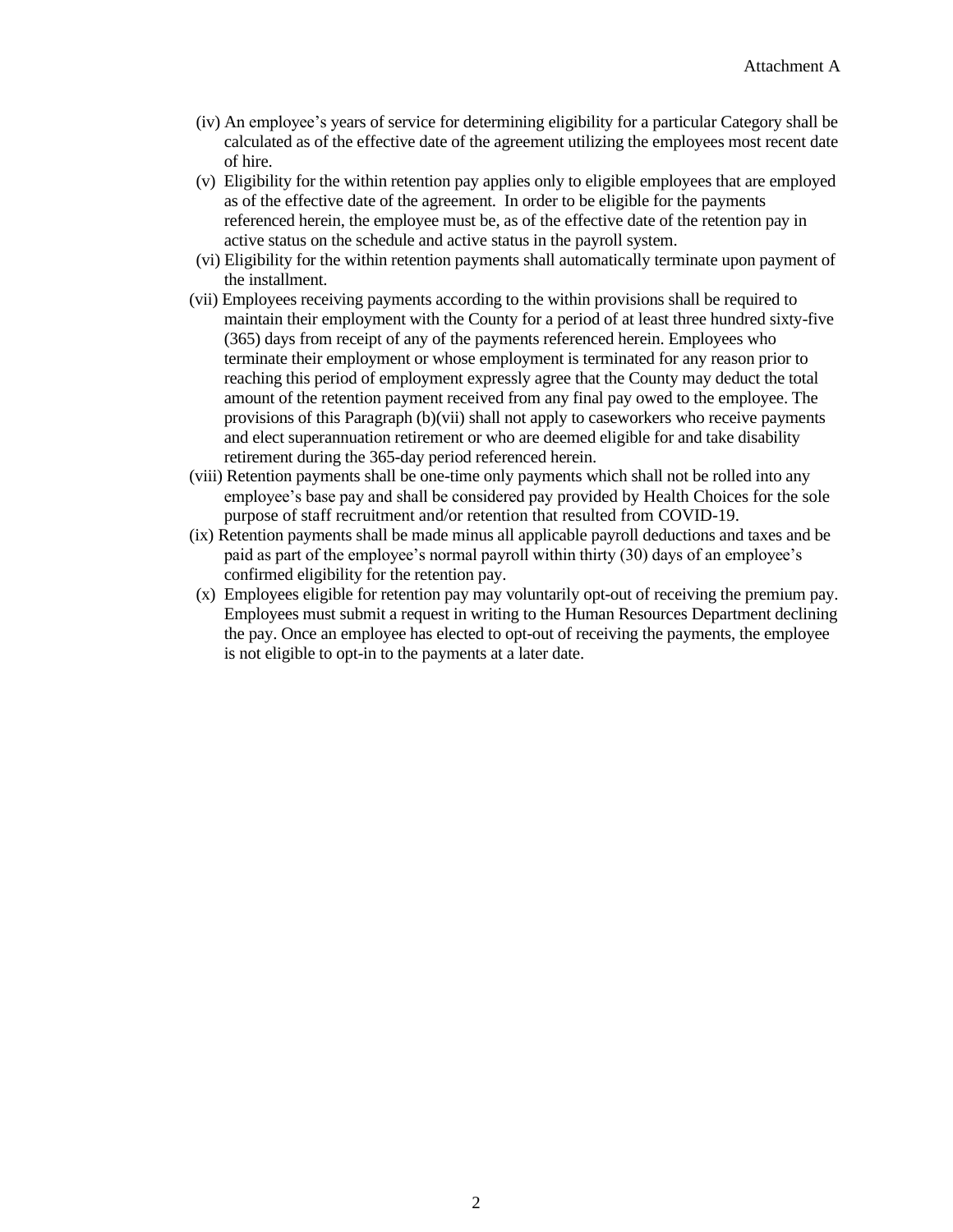Attachment A

(iv) An employee's years of service for determining eligibility for a particular Category shall be calculated as of the effective date of the agreement utilizing the employees most recent date of hire.

(v) Eligibility for the within retention pay applies only to eligible employees that are employed as of the effective date of the agreement. In order to be eligible for the payments referenced herein, the employee must be, as of the effective date of the retention pay in active status on the schedule and active status in the payroll system.

(vi) Eligibility for the within retention payments shall automatically terminate upon payment of the installment.

(vii) Employees receiving payments according to the within provisions shall be required to maintain their employment with the County for a period of at least three hundred sixty-five (365) days from receipt of any of the payments referenced herein. Employees who terminate their employment or whose employment is terminated for any reason prior to reaching this period of employment expressly agree that the County may deduct the total amount of the retention payment received from any final pay owed to the employee. The provisions of this Paragraph (b)(vii) shall not apply to caseworkers who receive payments and elect superannuation retirement or who are deemed eligible for and take disability retirement during the 365-day period referenced herein.

(viii) Retention payments shall be one-time only payments which shall not be rolled into any employee's base pay and shall be considered pay provided by Health Choices for the sole purpose of staff recruitment and/or retention that resulted from COVID-19.

(ix) Retention payments shall be made minus all applicable payroll deductions and taxes and be paid as part of the employee's normal payroll within thirty (30) days of an employee's confirmed eligibility for the retention pay.

(x) Employees eligible for retention pay may voluntarily opt-out of receiving the premium pay. Employees must submit a request in writing to the Human Resources Department declining the pay. Once an employee has elected to opt-out of receiving the payments, the employee is not eligible to opt-in to the payments at a later date.